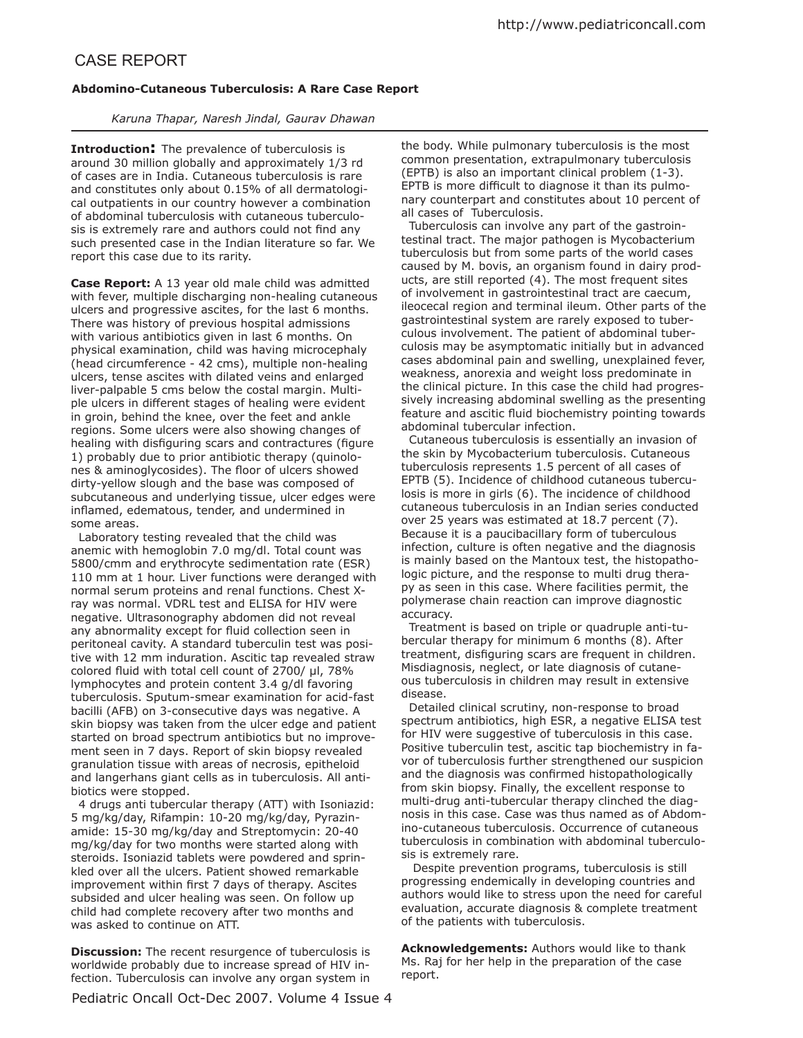# CASE REPORT

### Abdomino-Cutaneous Tuberculosis: A Rare Case Report

*Karuna Thapar, Naresh Jindal, Gaurav Dhawan*

**Introduction:** The prevalence of tuberculosis is around 30 million globally and approximately 1/3 rd of cases are in India. Cutaneous tuberculosis is rare and constitutes only about 0.15% of all dermatological outpatients in our country however a combination of abdominal tuberculosis with cutaneous tuberculosis is extremely rare and authors could not find any such presented case in the Indian literature so far. We report this case due to its rarity.

**Case Report:** A 13 year old male child was admitted with fever, multiple discharging non-healing cutaneous ulcers and progressive ascites, for the last 6 months. There was history of previous hospital admissions with various antibiotics given in last 6 months. On physical examination, child was having microcephaly (head circumference - 42 cms), multiple non-healing ulcers, tense ascites with dilated veins and enlarged liver-palpable 5 cms below the costal margin. Multiple ulcers in different stages of healing were evident in groin, behind the knee, over the feet and ankle regions. Some ulcers were also showing changes of healing with disfiguring scars and contractures (figure 1) probably due to prior antibiotic therapy (quinolones & aminoglycosides). The floor of ulcers showed dirty-yellow slough and the base was composed of subcutaneous and underlying tissue, ulcer edges were inflamed, edematous, tender, and undermined in some areas.

Laboratory testing revealed that the child was anemic with hemoglobin 7.0 mg/dl. Total count was 5800/cmm and erythrocyte sedimentation rate (ESR) 110 mm at 1 hour. Liver functions were deranged with normal serum proteins and renal functions. Chest X-ray was normal. VDRL test and ELISA for HIV were negative. Ultrasonography abdomen did not reveal any abnormality except for fluid collection seen in peritoneal cavity. A standard tuberculin test was positive with 12 mm induration. Ascitic tap revealed straw colored fluid with total cell count of 2700/ µl, 78% lymphocytes and protein content 3.4 g/dl favoring tuberculosis. Sputum-smear examination for acid-fast bacilli (AFB) on 3-consecutive days was negative. A skin biopsy was taken from the ulcer edge and patient started on broad spectrum antibiotics but no improvement seen in 7 days. Report of skin biopsy revealed granulation tissue with areas of necrosis, epitheloid and langerhans giant cells as in tuberculosis. All antibiotics were stopped.

4 drugs anti tubercular therapy (ATT) with Isoniazid: 5 mg/kg/day, Rifampin: 10-20 mg/kg/day, Pyrazinamide: 15-30 mg/kg/day and Streptomycin: 20-40 mg/kg/day for two months were started along with steroids. Isoniazid tablets were powdered and sprinkled over all the ulcers. Patient showed remarkable improvement within first 7 days of therapy. Ascites subsided and ulcer healing was seen. On follow up child had complete recovery after two months and was asked to continue on ATT.

**Discussion:** The recent resurgence of tuberculosis is worldwide probably due to increase spread of HIV infection. Tuberculosis can involve any organ system in the body. While pulmonary tuberculosis is the most common presentation, extrapulmonary tuberculosis (EPTB) is also an important clinical problem (1-3). EPTB is more difficult to diagnose it than its pulmonary counterpart and constitutes about 10 percent of all cases of Tuberculosis.

Tuberculosis can involve any part of the gastrointestinal tract. The major pathogen is Mycobacterium tuberculosis but from some parts of the world cases caused by M. bovis, an organism found in dairy products, are still reported (4). The most frequent sites of involvement in gastrointestinal tract are caecum, ileocecal region and terminal ileum. Other parts of the gastrointestinal system are rarely exposed to tuberculous involvement. The patient of abdominal tuberculosis may be asymptomatic initially but in advanced cases abdominal pain and swelling, unexplained fever, weakness, anorexia and weight loss predominate in the clinical picture. In this case the child had progressively increasing abdominal swelling as the presenting feature and ascitic fluid biochemistry pointing towards abdominal tubercular infection.

Cutaneous tuberculosis is essentially an invasion of the skin by Mycobacterium tuberculosis. Cutaneous tuberculosis represents 1.5 percent of all cases of EPTB (5). Incidence of childhood cutaneous tuberculosis is more in girls (6). The incidence of childhood cutaneous tuberculosis in an Indian series conducted over 25 years was estimated at 18.7 percent (7). Because it is a paucibacillary form of tuberculous infection, culture is often negative and the diagnosis is mainly based on the Mantoux test, the histopathologic picture, and the response to multi drug therapy as seen in this case. Where facilities permit, the polymerase chain reaction can improve diagnostic accuracy.

Treatment is based on triple or quadruple anti-tubercular therapy for minimum 6 months (8). After treatment, disfiguring scars are frequent in children. Misdiagnosis, neglect, or late diagnosis of cutaneous tuberculosis in children may result in extensive disease.

Detailed clinical scrutiny, non-response to broad spectrum antibiotics, high ESR, a negative ELISA test for HIV were suggestive of tuberculosis in this case. Positive tuberculin test, ascitic tap biochemistry in favor of tuberculosis further strengthened our suspicion and the diagnosis was confirmed histopathologically from skin biopsy. Finally, the excellent response to multi-drug anti-tubercular therapy clinched the diagnosis in this case. Case was thus named as of Abdomino-cutaneous tuberculosis. Occurrence of cutaneous tuberculosis in combination with abdominal tuberculosis is extremely rare.

Despite prevention programs, tuberculosis is still progressing endemically in developing countries and authors would like to stress upon the need for careful evaluation, accurate diagnosis & complete treatment of the patients with tuberculosis.

**Acknowledgements:** Authors would like to thank Ms. Raj for her help in the preparation of the case report.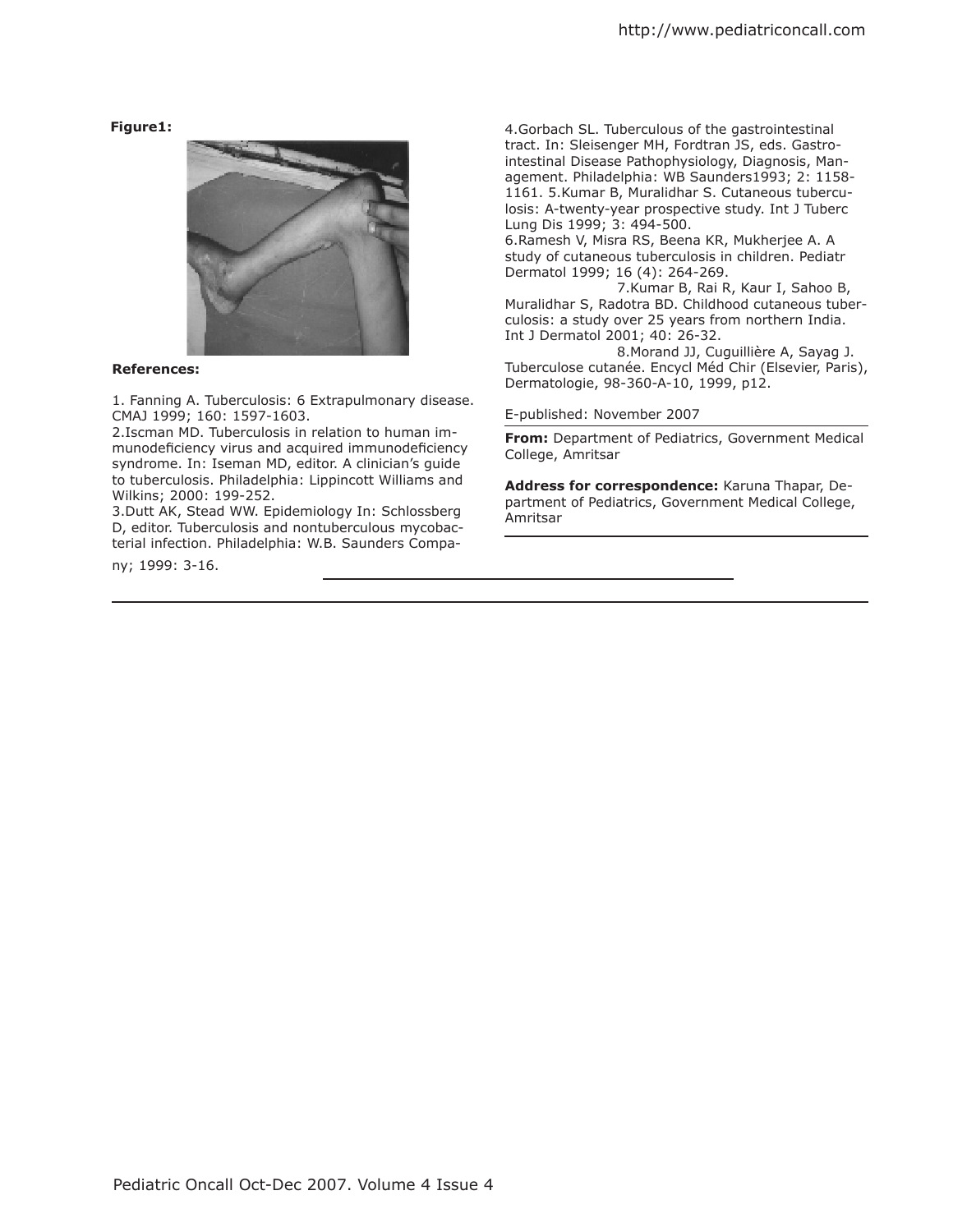**Figure1:**

**References:**

1. Fanning A. Tuberculosis: 6 Extrapulmonary disease. CMAJ 1999; 160: 1597-1603.

2. Iscman MD. Tuberculosis in relation to human immunodeficiency virus and acquired immunodeficiency syndrome. In: Iseman MD, editor. A clinician's guide to tuberculosis. Philadelphia: Lippincott Williams and Wilkins; 2000: 199-252.

3. Dutt AK, Stead WW. Epidemiology In: Schlossberg D, editor. Tuberculosis and nontuberculous mycobacterial infection. Philadelphia: W.B. Saunders Company; 1999: 3-16.

4. Gorbach SL. Tuberculous of the gastrointestinal tract. In: Sleisenger MH, Fordtran JS, eds. Gastrointestinal Disease Pathophysiology, Diagnosis, Management. Philadelphia: WB Saunders1993; 2: 1158-1161.

5. Kumar B, Muralidhar S. Cutaneous tuberculosis: A-twenty-year prospective study. Int J Tuberc Lung Dis 1999; 3: 494-500.

6. Ramesh V, Misra RS, Beena KR, Mukherjee A. A study of cutaneous tuberculosis in children. Pediatr Dermatol 1999; 16 (4): 264-269.

7. Kumar B, Rai R, Kaur I, Sahoo B, Muralidhar S, Radotra BD. Childhood cutaneous tuberculosis: a study over 25 years from northern India. Int J Dermatol 2001; 40: 26-32.

8. Morand JJ, Cuguillière A, Sayag J. Tuberculose cutanée. Encycl Méd Chir (Elsevier, Paris), Dermatologie, 98-360-A-10, 1999, p12.

E-published: November 2007

**From:** Department of Pediatrics, Government Medical College, Amritsar

**Address for correspondence:** Karuna Thapar, Department of Pediatrics, Government Medical College, Amritsar